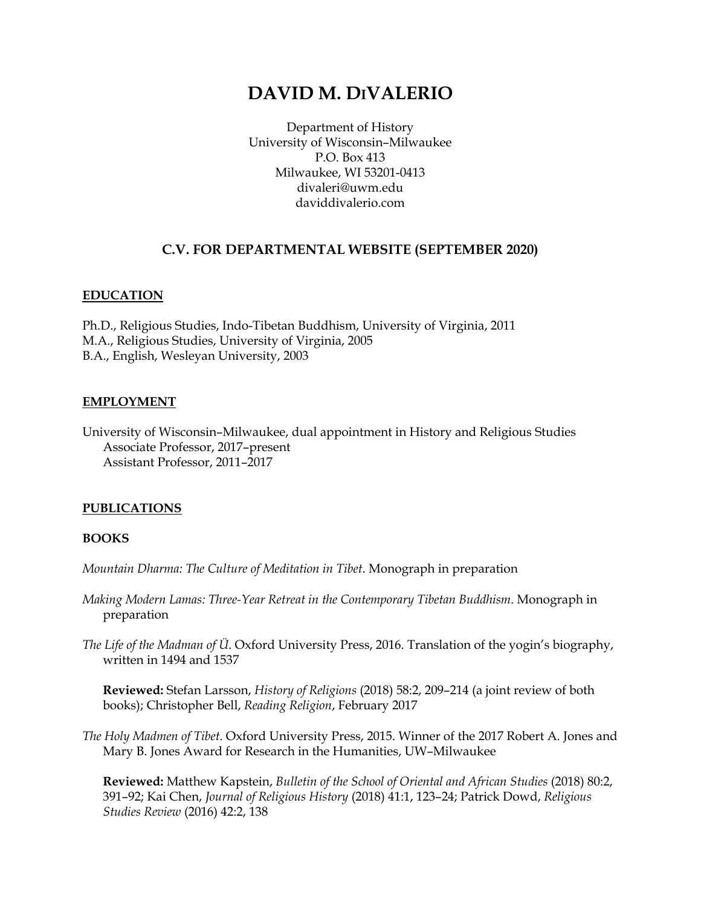# DAVID M. DIVALERIO

Department of History
University of Wisconsin–Milwaukee
P.O. Box 413
Milwaukee, WI 53201-0413
divaleri@uwm.edu
daviddivalerio.com

## C.V. FOR DEPARTMENTAL WEBSITE (SEPTEMBER 2020)

### EDUCATION

Ph.D., Religious Studies, Indo-Tibetan Buddhism, University of Virginia, 2011
M.A., Religious Studies, University of Virginia, 2005
B.A., English, Wesleyan University, 2003

### EMPLOYMENT

University of Wisconsin–Milwaukee, dual appointment in History and Religious Studies
- Associate Professor, 2017–present
- Assistant Professor, 2011–2017

### PUBLICATIONS

#### BOOKS

*Mountain Dharma: The Culture of Meditation in Tibet*. Monograph in preparation

*Making Modern Lamas: Three-Year Retreat in the Contemporary Tibetan Buddhism*. Monograph in preparation

*The Life of the Madman of Ü*. Oxford University Press, 2016. Translation of the yogin's biography, written in 1494 and 1537

**Reviewed:** Stefan Larsson, *History of Religions* (2018) 58:2, 209–214 (a joint review of both books); Christopher Bell, *Reading Religion*, February 2017

*The Holy Madmen of Tibet*. Oxford University Press, 2015. Winner of the 2017 Robert A. Jones and Mary B. Jones Award for Research in the Humanities, UW–Milwaukee

**Reviewed:** Matthew Kapstein, *Bulletin of the School of Oriental and African Studies* (2018) 80:2, 391–92; Kai Chen, *Journal of Religious History* (2018) 41:1, 123–24; Patrick Dowd, *Religious Studies Review* (2016) 42:2, 138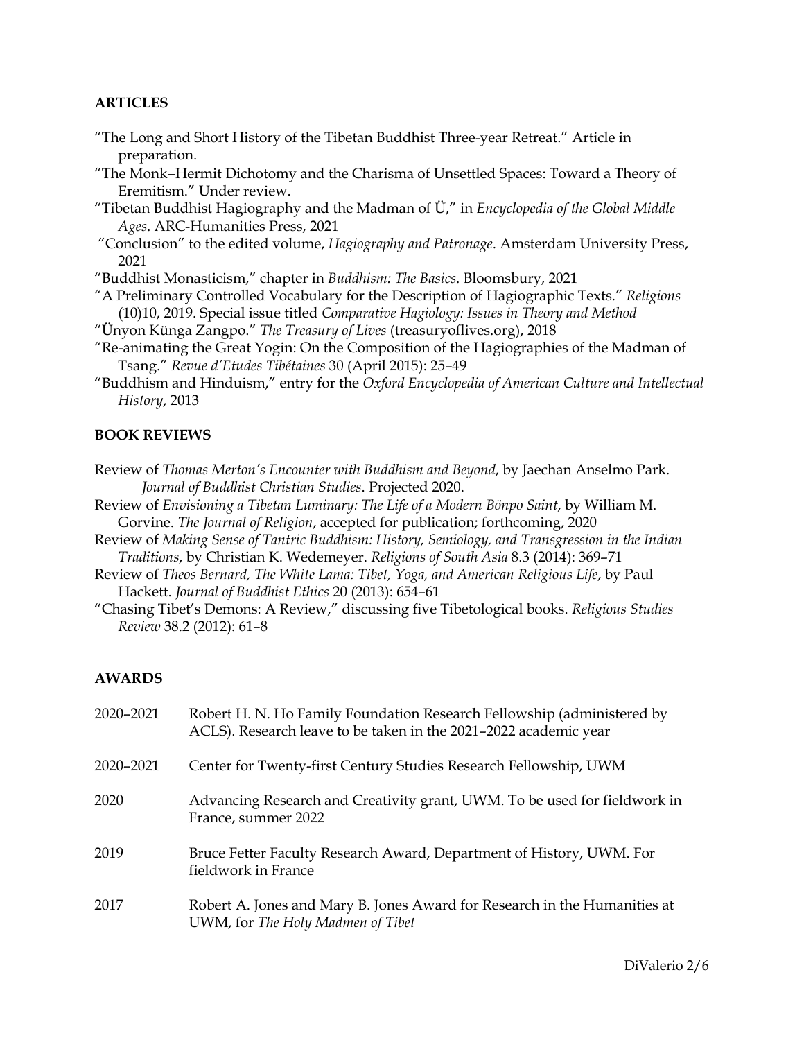## ARTICLES

"The Long and Short History of the Tibetan Buddhist Three-year Retreat." Article in preparation.

"The Monk–Hermit Dichotomy and the Charisma of Unsettled Spaces: Toward a Theory of Eremitism." Under review.

"Tibetan Buddhist Hagiography and the Madman of Ü," in *Encyclopedia of the Global Middle Ages*. ARC-Humanities Press, 2021

"Conclusion" to the edited volume, *Hagiography and Patronage*. Amsterdam University Press, 2021

"Buddhist Monasticism," chapter in *Buddhism: The Basics*. Bloomsbury, 2021

"A Preliminary Controlled Vocabulary for the Description of Hagiographic Texts." *Religions* (10)10, 2019. Special issue titled *Comparative Hagiology: Issues in Theory and Method*

"Ünyon Künga Zangpo." *The Treasury of Lives* (treasuryoflives.org), 2018

"Re-animating the Great Yogin: On the Composition of the Hagiographies of the Madman of Tsang." *Revue d'Etudes Tibétaines* 30 (April 2015): 25–49

"Buddhism and Hinduism," entry for the *Oxford Encyclopedia of American Culture and Intellectual History*, 2013

## BOOK REVIEWS

Review of *Thomas Merton's Encounter with Buddhism and Beyond*, by Jaechan Anselmo Park. *Journal of Buddhist Christian Studies*. Projected 2020.

Review of *Envisioning a Tibetan Luminary: The Life of a Modern Bönpo Saint*, by William M. Gorvine. *The Journal of Religion*, accepted for publication; forthcoming, 2020

Review of *Making Sense of Tantric Buddhism: History, Semiology, and Transgression in the Indian Traditions*, by Christian K. Wedemeyer. *Religions of South Asia* 8.3 (2014): 369–71

Review of *Theos Bernard, The White Lama: Tibet, Yoga, and American Religious Life*, by Paul Hackett. *Journal of Buddhist Ethics* 20 (2013): 654–61

"Chasing Tibet's Demons: A Review," discussing five Tibetological books. *Religious Studies Review* 38.2 (2012): 61–8

## AWARDS

| | |
|---|---|
| 2020–2021 | Robert H. N. Ho Family Foundation Research Fellowship (administered by ACLS). Research leave to be taken in the 2021–2022 academic year |
| 2020–2021 | Center for Twenty-first Century Studies Research Fellowship, UWM |
| 2020 | Advancing Research and Creativity grant, UWM. To be used for fieldwork in France, summer 2022 |
| 2019 | Bruce Fetter Faculty Research Award, Department of History, UWM. For fieldwork in France |
| 2017 | Robert A. Jones and Mary B. Jones Award for Research in the Humanities at UWM, for *The Holy Madmen of Tibet* |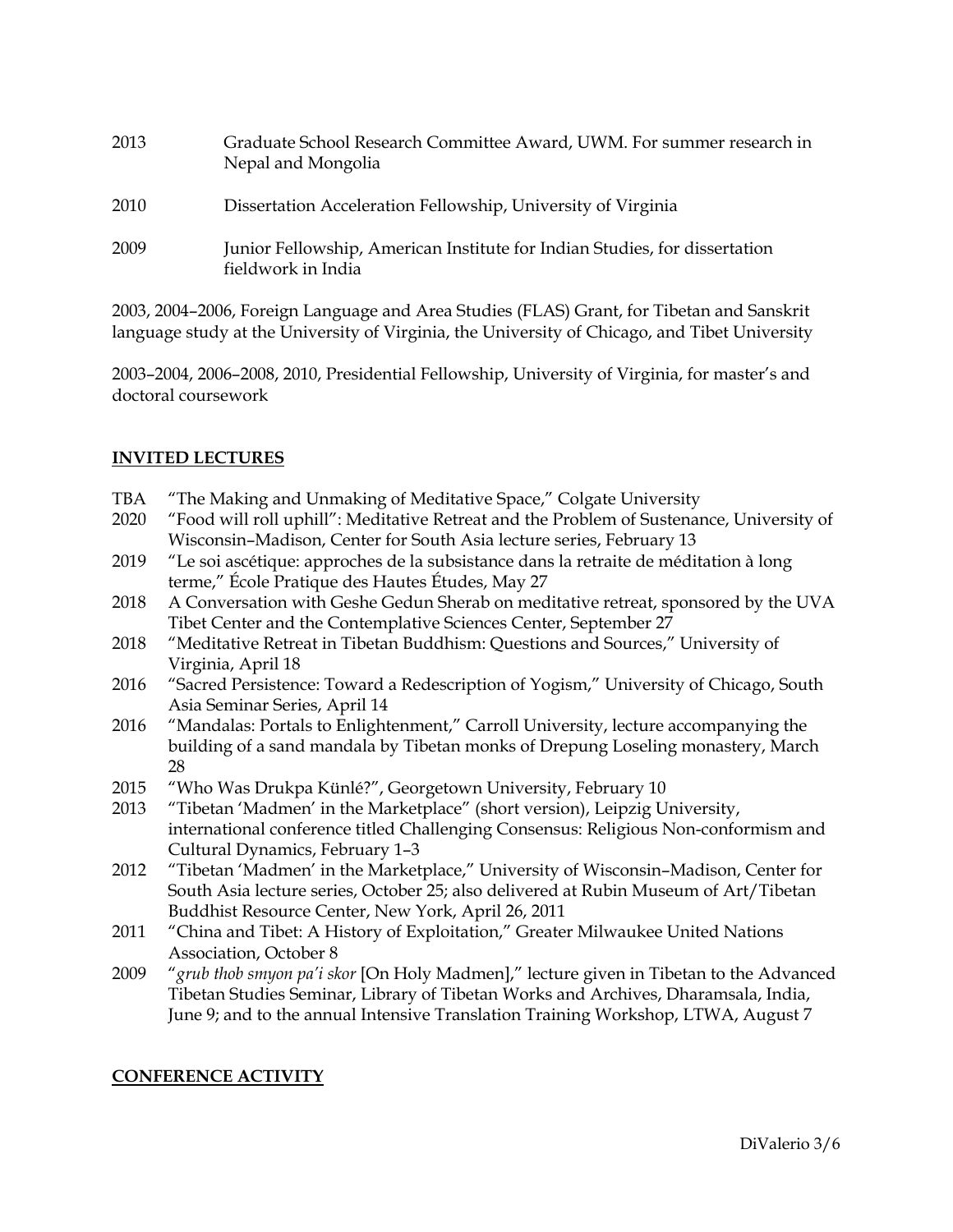2013 Graduate School Research Committee Award, UWM. For summer research in Nepal and Mongolia

2010 Dissertation Acceleration Fellowship, University of Virginia

2009 Junior Fellowship, American Institute for Indian Studies, for dissertation fieldwork in India

2003, 2004–2006, Foreign Language and Area Studies (FLAS) Grant, for Tibetan and Sanskrit language study at the University of Virginia, the University of Chicago, and Tibet University

2003–2004, 2006–2008, 2010, Presidential Fellowship, University of Virginia, for master's and doctoral coursework

## INVITED LECTURES

TBA "The Making and Unmaking of Meditative Space," Colgate University

2020 "Food will roll uphill": Meditative Retreat and the Problem of Sustenance, University of Wisconsin–Madison, Center for South Asia lecture series, February 13

2019 "Le soi ascétique: approches de la subsistance dans la retraite de méditation à long terme," École Pratique des Hautes Études, May 27

2018 A Conversation with Geshe Gedun Sherab on meditative retreat, sponsored by the UVA Tibet Center and the Contemplative Sciences Center, September 27

2018 "Meditative Retreat in Tibetan Buddhism: Questions and Sources," University of Virginia, April 18

2016 "Sacred Persistence: Toward a Redescription of Yogism," University of Chicago, South Asia Seminar Series, April 14

2016 "Mandalas: Portals to Enlightenment," Carroll University, lecture accompanying the building of a sand mandala by Tibetan monks of Drepung Loseling monastery, March 28

2015 "Who Was Drukpa Künlé?", Georgetown University, February 10

2013 "Tibetan 'Madmen' in the Marketplace" (short version), Leipzig University, international conference titled Challenging Consensus: Religious Non-conformism and Cultural Dynamics, February 1–3

2012 "Tibetan 'Madmen' in the Marketplace," University of Wisconsin–Madison, Center for South Asia lecture series, October 25; also delivered at Rubin Museum of Art/Tibetan Buddhist Resource Center, New York, April 26, 2011

2011 "China and Tibet: A History of Exploitation," Greater Milwaukee United Nations Association, October 8

2009 "*grub thob smyon pa'i skor* [On Holy Madmen]," lecture given in Tibetan to the Advanced Tibetan Studies Seminar, Library of Tibetan Works and Archives, Dharamsala, India, June 9; and to the annual Intensive Translation Training Workshop, LTWA, August 7

## CONFERENCE ACTIVITY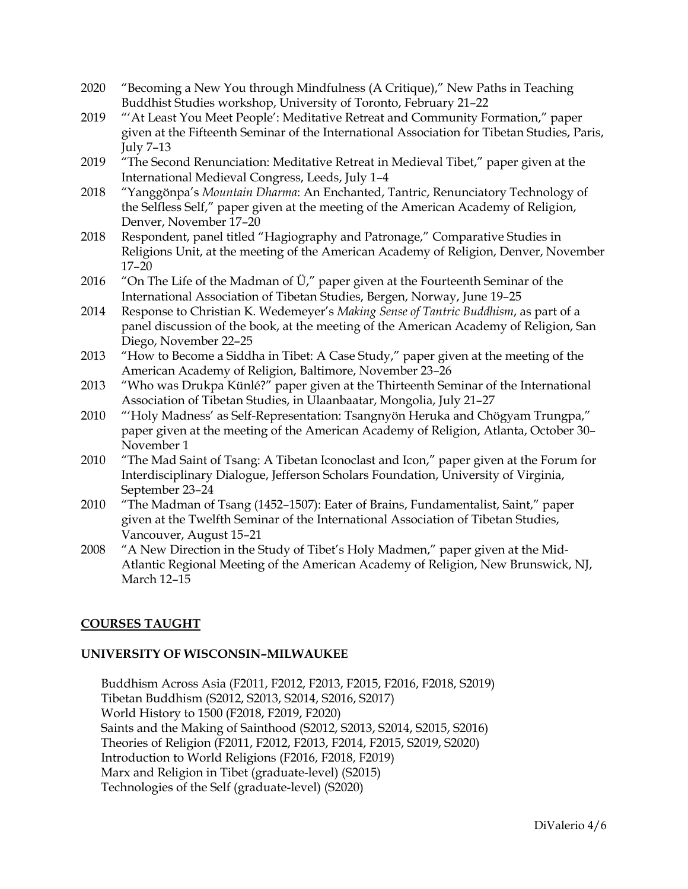2020 "Becoming a New You through Mindfulness (A Critique)," New Paths in Teaching Buddhist Studies workshop, University of Toronto, February 21–22

2019 "'At Least You Meet People': Meditative Retreat and Community Formation," paper given at the Fifteenth Seminar of the International Association for Tibetan Studies, Paris, July 7–13

2019 "The Second Renunciation: Meditative Retreat in Medieval Tibet," paper given at the International Medieval Congress, Leeds, July 1–4

2018 "Yanggönpa's *Mountain Dharma*: An Enchanted, Tantric, Renunciatory Technology of the Selfless Self," paper given at the meeting of the American Academy of Religion, Denver, November 17–20

2018 Respondent, panel titled "Hagiography and Patronage," Comparative Studies in Religions Unit, at the meeting of the American Academy of Religion, Denver, November 17–20

2016 "On The Life of the Madman of Ü," paper given at the Fourteenth Seminar of the International Association of Tibetan Studies, Bergen, Norway, June 19–25

2014 Response to Christian K. Wedemeyer's *Making Sense of Tantric Buddhism*, as part of a panel discussion of the book, at the meeting of the American Academy of Religion, San Diego, November 22–25

2013 "How to Become a Siddha in Tibet: A Case Study," paper given at the meeting of the American Academy of Religion, Baltimore, November 23–26

2013 "Who was Drukpa Künlé?" paper given at the Thirteenth Seminar of the International Association of Tibetan Studies, in Ulaanbaatar, Mongolia, July 21–27

2010 "'Holy Madness' as Self-Representation: Tsangnyön Heruka and Chögyam Trungpa," paper given at the meeting of the American Academy of Religion, Atlanta, October 30–November 1

2010 "The Mad Saint of Tsang: A Tibetan Iconoclast and Icon," paper given at the Forum for Interdisciplinary Dialogue, Jefferson Scholars Foundation, University of Virginia, September 23–24

2010 "The Madman of Tsang (1452–1507): Eater of Brains, Fundamentalist, Saint," paper given at the Twelfth Seminar of the International Association of Tibetan Studies, Vancouver, August 15–21

2008 "A New Direction in the Study of Tibet's Holy Madmen," paper given at the Mid-Atlantic Regional Meeting of the American Academy of Religion, New Brunswick, NJ, March 12–15

## COURSES TAUGHT

### UNIVERSITY OF WISCONSIN–MILWAUKEE

Buddhism Across Asia (F2011, F2012, F2013, F2015, F2016, F2018, S2019)
Tibetan Buddhism (S2012, S2013, S2014, S2016, S2017)
World History to 1500 (F2018, F2019, F2020)
Saints and the Making of Sainthood (S2012, S2013, S2014, S2015, S2016)
Theories of Religion (F2011, F2012, F2013, F2014, F2015, S2019, S2020)
Introduction to World Religions (F2016, F2018, F2019)
Marx and Religion in Tibet (graduate-level) (S2015)
Technologies of the Self (graduate-level) (S2020)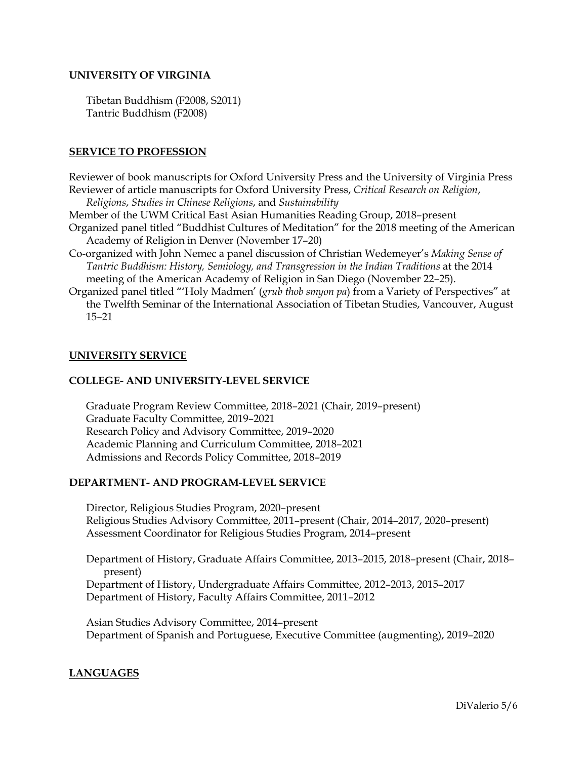**UNIVERSITY OF VIRGINIA**

Tibetan Buddhism (F2008, S2011)
Tantric Buddhism (F2008)

## SERVICE TO PROFESSION

Reviewer of book manuscripts for Oxford University Press and the University of Virginia Press

Reviewer of article manuscripts for Oxford University Press, *Critical Research on Religion*, *Religions*, *Studies in Chinese Religions*, and *Sustainability*

Member of the UWM Critical East Asian Humanities Reading Group, 2018–present

Organized panel titled "Buddhist Cultures of Meditation" for the 2018 meeting of the American Academy of Religion in Denver (November 17–20)

Co-organized with John Nemec a panel discussion of Christian Wedemeyer's *Making Sense of Tantric Buddhism: History, Semiology, and Transgression in the Indian Traditions* at the 2014 meeting of the American Academy of Religion in San Diego (November 22–25).

Organized panel titled "'Holy Madmen' (*grub thob smyon pa*) from a Variety of Perspectives" at the Twelfth Seminar of the International Association of Tibetan Studies, Vancouver, August 15–21

## UNIVERSITY SERVICE

### COLLEGE- AND UNIVERSITY-LEVEL SERVICE

Graduate Program Review Committee, 2018–2021 (Chair, 2019–present)
Graduate Faculty Committee, 2019–2021
Research Policy and Advisory Committee, 2019–2020
Academic Planning and Curriculum Committee, 2018–2021
Admissions and Records Policy Committee, 2018–2019

### DEPARTMENT- AND PROGRAM-LEVEL SERVICE

Director, Religious Studies Program, 2020–present
Religious Studies Advisory Committee, 2011–present (Chair, 2014–2017, 2020–present)
Assessment Coordinator for Religious Studies Program, 2014–present

Department of History, Graduate Affairs Committee, 2013–2015, 2018–present (Chair, 2018–present)
Department of History, Undergraduate Affairs Committee, 2012–2013, 2015–2017
Department of History, Faculty Affairs Committee, 2011–2012

Asian Studies Advisory Committee, 2014–present
Department of Spanish and Portuguese, Executive Committee (augmenting), 2019–2020

## LANGUAGES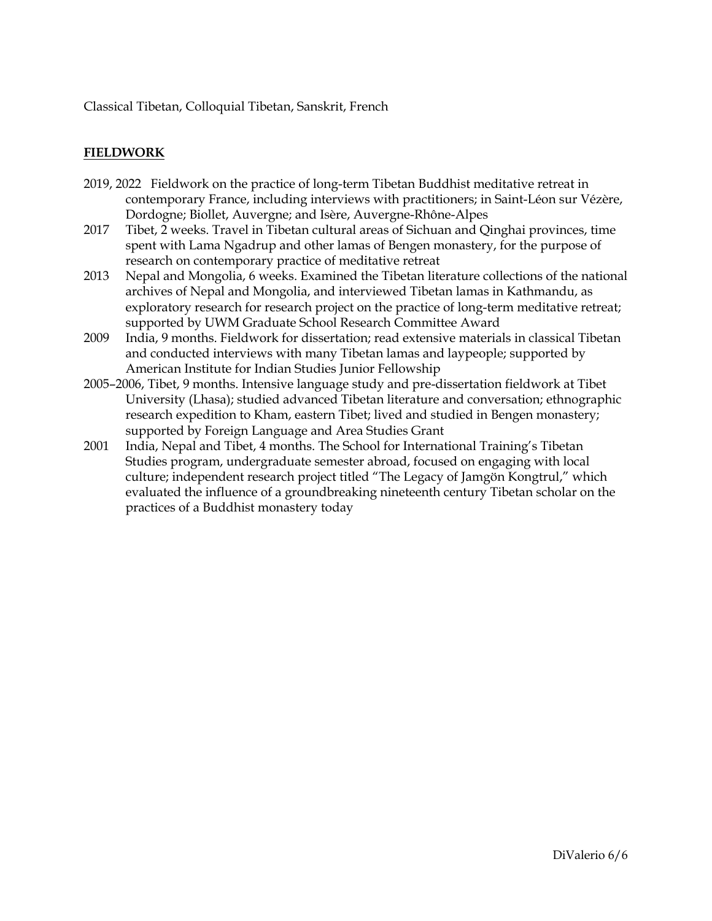Classical Tibetan, Colloquial Tibetan, Sanskrit, French

## FIELDWORK

2019, 2022 Fieldwork on the practice of long-term Tibetan Buddhist meditative retreat in contemporary France, including interviews with practitioners; in Saint-Léon sur Vézère, Dordogne; Biollet, Auvergne; and Isère, Auvergne-Rhône-Alpes

2017 Tibet, 2 weeks. Travel in Tibetan cultural areas of Sichuan and Qinghai provinces, time spent with Lama Ngadrup and other lamas of Bengen monastery, for the purpose of research on contemporary practice of meditative retreat

2013 Nepal and Mongolia, 6 weeks. Examined the Tibetan literature collections of the national archives of Nepal and Mongolia, and interviewed Tibetan lamas in Kathmandu, as exploratory research for research project on the practice of long-term meditative retreat; supported by UWM Graduate School Research Committee Award

2009 India, 9 months. Fieldwork for dissertation; read extensive materials in classical Tibetan and conducted interviews with many Tibetan lamas and laypeople; supported by American Institute for Indian Studies Junior Fellowship

2005–2006, Tibet, 9 months. Intensive language study and pre-dissertation fieldwork at Tibet University (Lhasa); studied advanced Tibetan literature and conversation; ethnographic research expedition to Kham, eastern Tibet; lived and studied in Bengen monastery; supported by Foreign Language and Area Studies Grant

2001 India, Nepal and Tibet, 4 months. The School for International Training's Tibetan Studies program, undergraduate semester abroad, focused on engaging with local culture; independent research project titled "The Legacy of Jamgön Kongtrul," which evaluated the influence of a groundbreaking nineteenth century Tibetan scholar on the practices of a Buddhist monastery today